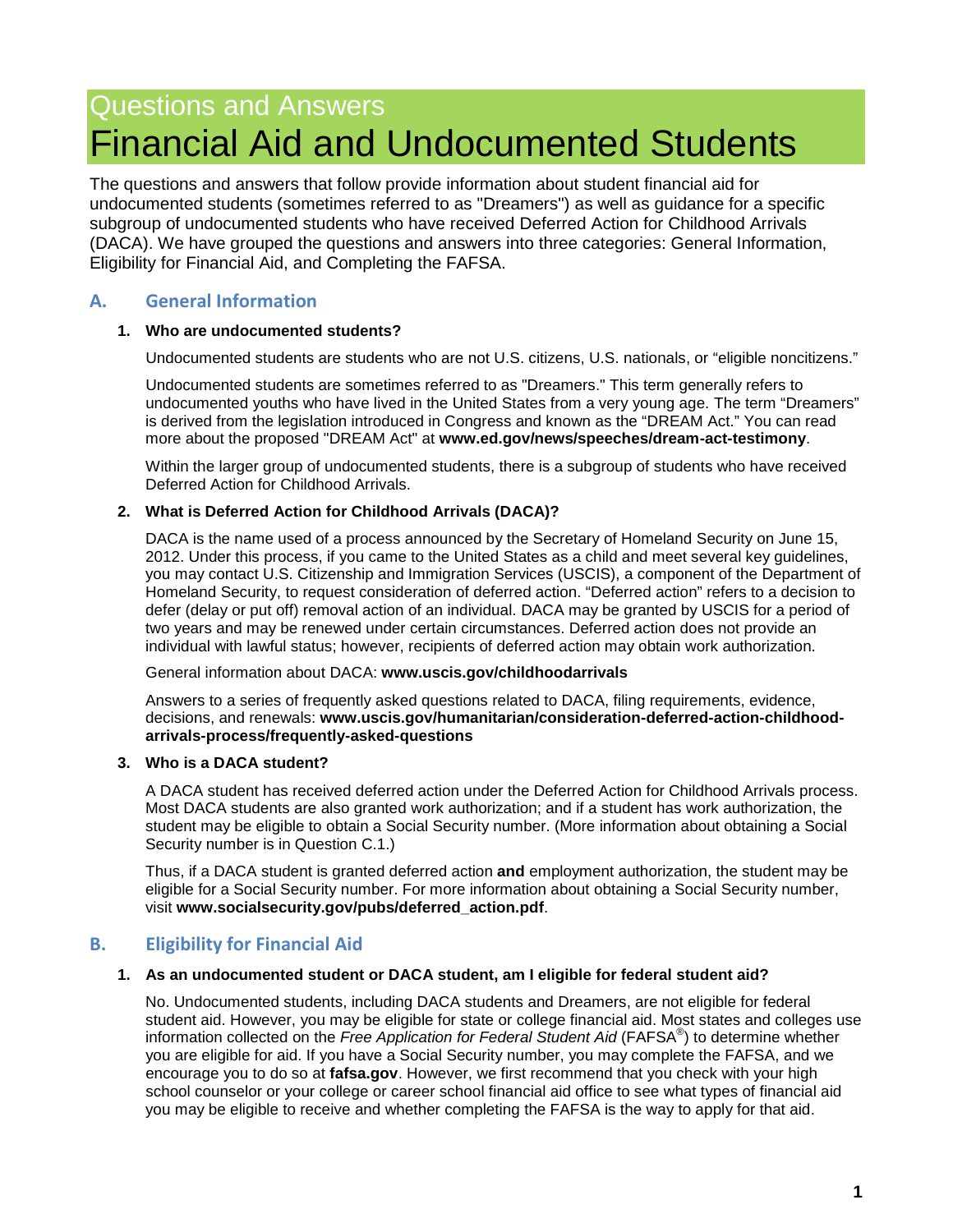# Questions and Answers
# Financial Aid and Undocumented Students

The questions and answers that follow provide information about student financial aid for undocumented students (sometimes referred to as "Dreamers") as well as guidance for a specific subgroup of undocumented students who have received Deferred Action for Childhood Arrivals (DACA). We have grouped the questions and answers into three categories: General Information, Eligibility for Financial Aid, and Completing the FAFSA.

## A. General Information

### 1. Who are undocumented students?

Undocumented students are students who are not U.S. citizens, U.S. nationals, or "eligible noncitizens."

Undocumented students are sometimes referred to as "Dreamers." This term generally refers to undocumented youths who have lived in the United States from a very young age. The term "Dreamers" is derived from the legislation introduced in Congress and known as the "DREAM Act." You can read more about the proposed "DREAM Act" at **www.ed.gov/news/speeches/dream-act-testimony**.

Within the larger group of undocumented students, there is a subgroup of students who have received Deferred Action for Childhood Arrivals.

### 2. What is Deferred Action for Childhood Arrivals (DACA)?

DACA is the name used of a process announced by the Secretary of Homeland Security on June 15, 2012. Under this process, if you came to the United States as a child and meet several key guidelines, you may contact U.S. Citizenship and Immigration Services (USCIS), a component of the Department of Homeland Security, to request consideration of deferred action. "Deferred action" refers to a decision to defer (delay or put off) removal action of an individual. DACA may be granted by USCIS for a period of two years and may be renewed under certain circumstances. Deferred action does not provide an individual with lawful status; however, recipients of deferred action may obtain work authorization.

General information about DACA: **www.uscis.gov/childhoodarrivals**

Answers to a series of frequently asked questions related to DACA, filing requirements, evidence, decisions, and renewals: **www.uscis.gov/humanitarian/consideration-deferred-action-childhood-arrivals-process/frequently-asked-questions**

### 3. Who is a DACA student?

A DACA student has received deferred action under the Deferred Action for Childhood Arrivals process. Most DACA students are also granted work authorization; and if a student has work authorization, the student may be eligible to obtain a Social Security number. (More information about obtaining a Social Security number is in Question C.1.)

Thus, if a DACA student is granted deferred action **and** employment authorization, the student may be eligible for a Social Security number. For more information about obtaining a Social Security number, visit **www.socialsecurity.gov/pubs/deferred_action.pdf**.

## B. Eligibility for Financial Aid

### 1. As an undocumented student or DACA student, am I eligible for federal student aid?

No. Undocumented students, including DACA students and Dreamers, are not eligible for federal student aid. However, you may be eligible for state or college financial aid. Most states and colleges use information collected on the *Free Application for Federal Student Aid* (FAFSA®) to determine whether you are eligible for aid. If you have a Social Security number, you may complete the FAFSA, and we encourage you to do so at **fafsa.gov**. However, we first recommend that you check with your high school counselor or your college or career school financial aid office to see what types of financial aid you may be eligible to receive and whether completing the FAFSA is the way to apply for that aid.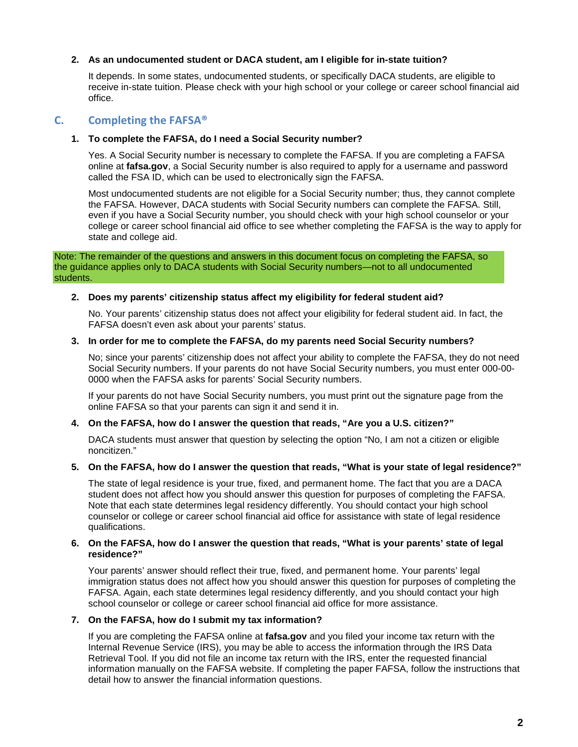**2. As an undocumented student or DACA student, am I eligible for in-state tuition?**

It depends. In some states, undocumented students, or specifically DACA students, are eligible to receive in-state tuition. Please check with your high school or your college or career school financial aid office.

## C. Completing the FAFSA®

**1. To complete the FAFSA, do I need a Social Security number?**

Yes. A Social Security number is necessary to complete the FAFSA. If you are completing a FAFSA online at **fafsa.gov**, a Social Security number is also required to apply for a username and password called the FSA ID, which can be used to electronically sign the FAFSA.

Most undocumented students are not eligible for a Social Security number; thus, they cannot complete the FAFSA. However, DACA students with Social Security numbers can complete the FAFSA. Still, even if you have a Social Security number, you should check with your high school counselor or your college or career school financial aid office to see whether completing the FAFSA is the way to apply for state and college aid.

Note: The remainder of the questions and answers in this document focus on completing the FAFSA, so the guidance applies only to DACA students with Social Security numbers—not to all undocumented students.

**2. Does my parents' citizenship status affect my eligibility for federal student aid?**

No. Your parents' citizenship status does not affect your eligibility for federal student aid. In fact, the FAFSA doesn't even ask about your parents' status.

**3. In order for me to complete the FAFSA, do my parents need Social Security numbers?**

No; since your parents' citizenship does not affect your ability to complete the FAFSA, they do not need Social Security numbers. If your parents do not have Social Security numbers, you must enter 000-00-0000 when the FAFSA asks for parents' Social Security numbers.

If your parents do not have Social Security numbers, you must print out the signature page from the online FAFSA so that your parents can sign it and send it in.

**4. On the FAFSA, how do I answer the question that reads, "Are you a U.S. citizen?"**

DACA students must answer that question by selecting the option "No, I am not a citizen or eligible noncitizen."

**5. On the FAFSA, how do I answer the question that reads, "What is your state of legal residence?"**

The state of legal residence is your true, fixed, and permanent home. The fact that you are a DACA student does not affect how you should answer this question for purposes of completing the FAFSA. Note that each state determines legal residency differently. You should contact your high school counselor or college or career school financial aid office for assistance with state of legal residence qualifications.

**6. On the FAFSA, how do I answer the question that reads, "What is your parents' state of legal residence?"**

Your parents' answer should reflect their true, fixed, and permanent home. Your parents' legal immigration status does not affect how you should answer this question for purposes of completing the FAFSA. Again, each state determines legal residency differently, and you should contact your high school counselor or college or career school financial aid office for more assistance.

**7. On the FAFSA, how do I submit my tax information?**

If you are completing the FAFSA online at **fafsa.gov** and you filed your income tax return with the Internal Revenue Service (IRS), you may be able to access the information through the IRS Data Retrieval Tool. If you did not file an income tax return with the IRS, enter the requested financial information manually on the FAFSA website. If completing the paper FAFSA, follow the instructions that detail how to answer the financial information questions.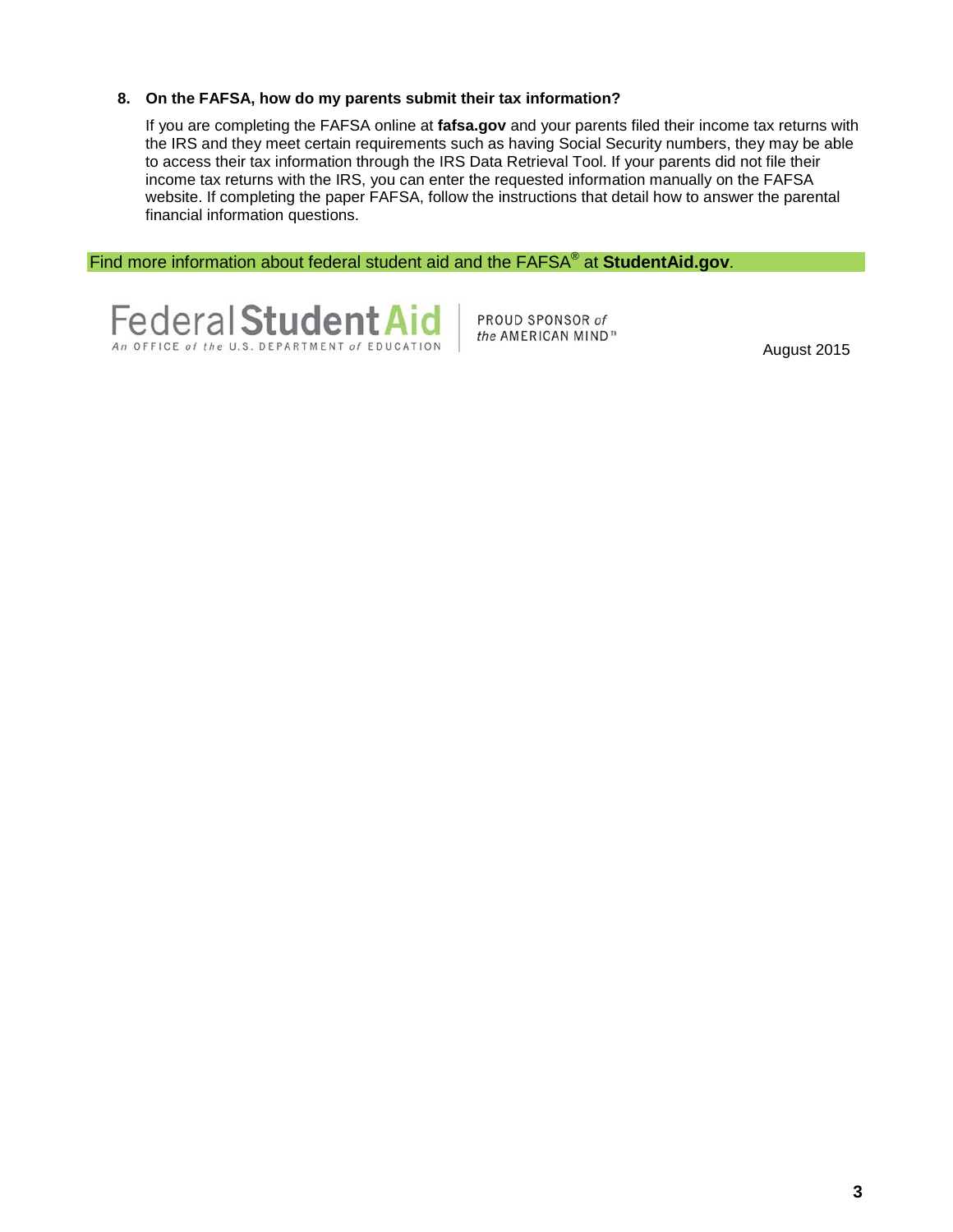**8. On the FAFSA, how do my parents submit their tax information?**

If you are completing the FAFSA online at **fafsa.gov** and your parents filed their income tax returns with the IRS and they meet certain requirements such as having Social Security numbers, they may be able to access their tax information through the IRS Data Retrieval Tool. If your parents did not file their income tax returns with the IRS, you can enter the requested information manually on the FAFSA website. If completing the paper FAFSA, follow the instructions that detail how to answer the parental financial information questions.

Find more information about federal student aid and the FAFSA® at **StudentAid.gov**.

Federal Student Aid
An OFFICE of the U.S. DEPARTMENT of EDUCATION

PROUD SPONSOR of the AMERICAN MIND™

August 2015